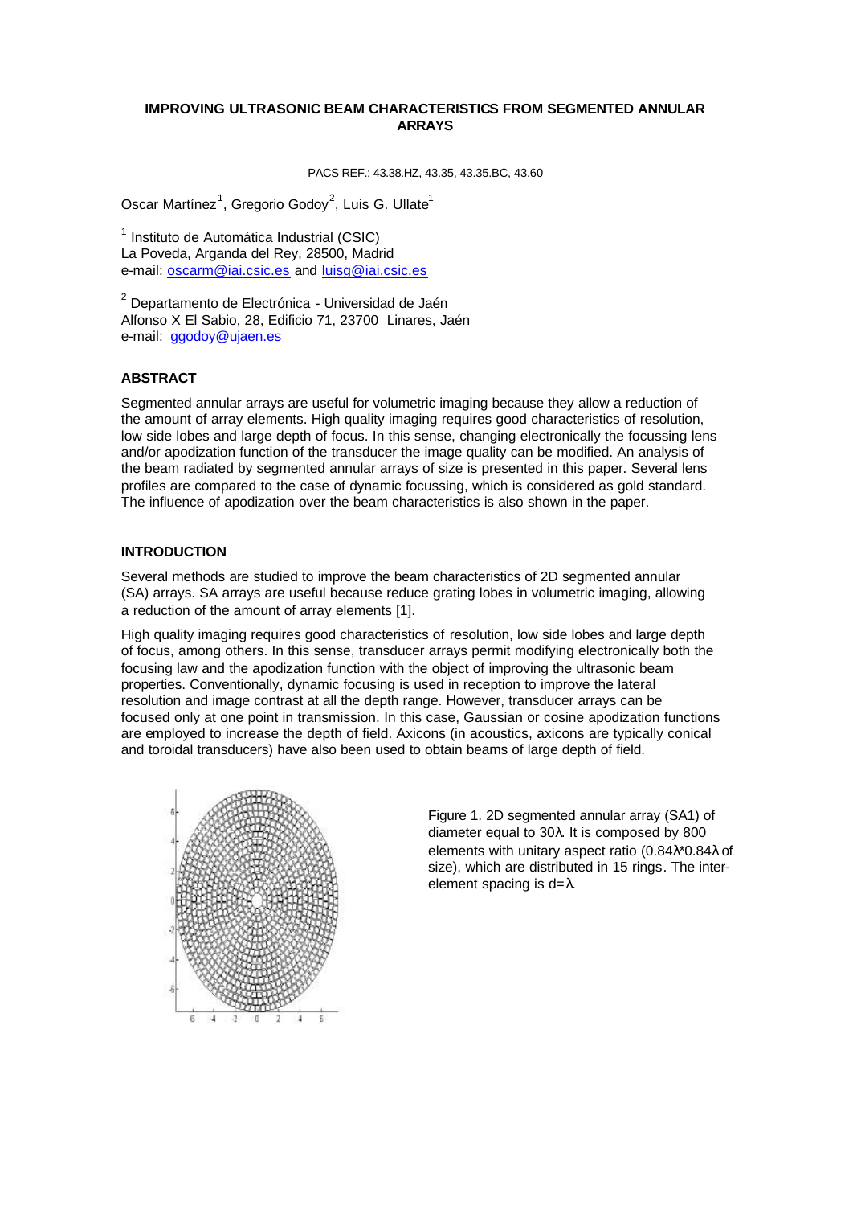# IMPROVING ULTRASONIC BEAM CHARACTERISTICS FROM SEGMENTED ANNULAR ARRAYS

PACS REF.: 43.38.HZ, 43.35, 43.35.BC, 43.60

Oscar Martínez[1], Gregorio Godoy[2], Luis G. Ullate[1]

[1] Instituto de Automática Industrial (CSIC)
La Poveda, Arganda del Rey, 28500, Madrid
e-mail: oscarm@iai.csic.es and luisg@iai.csic.es

[2] Departamento de Electrónica - Universidad de Jaén
Alfonso X El Sabio, 28, Edificio 71, 23700 Linares, Jaén
e-mail: ggodoy@ujaen.es

## ABSTRACT

Segmented annular arrays are useful for volumetric imaging because they allow a reduction of the amount of array elements. High quality imaging requires good characteristics of resolution, low side lobes and large depth of focus. In this sense, changing electronically the focussing lens and/or apodization function of the transducer the image quality can be modified. An analysis of the beam radiated by segmented annular arrays of size is presented in this paper. Several lens profiles are compared to the case of dynamic focussing, which is considered as gold standard. The influence of apodization over the beam characteristics is also shown in the paper.

## INTRODUCTION

Several methods are studied to improve the beam characteristics of 2D segmented annular (SA) arrays. SA arrays are useful because reduce grating lobes in volumetric imaging, allowing a reduction of the amount of array elements [1].

High quality imaging requires good characteristics of resolution, low side lobes and large depth of focus, among others. In this sense, transducer arrays permit modifying electronically both the focusing law and the apodization function with the object of improving the ultrasonic beam properties. Conventionally, dynamic focusing is used in reception to improve the lateral resolution and image contrast at all the depth range. However, transducer arrays can be focused only at one point in transmission. In this case, Gaussian or cosine apodization functions are employed to increase the depth of field. Axicons (in acoustics, axicons are typically conical and toroidal transducers) have also been used to obtain beams of large depth of field.

Figure 1. 2D segmented annular array (SA1) of diameter equal to $30\lambda$. It is composed by 800 elements with unitary aspect ratio ($0.84\lambda$*$0.84\lambda$ of size), which are distributed in 15 rings. The inter-element spacing is $d=\lambda$.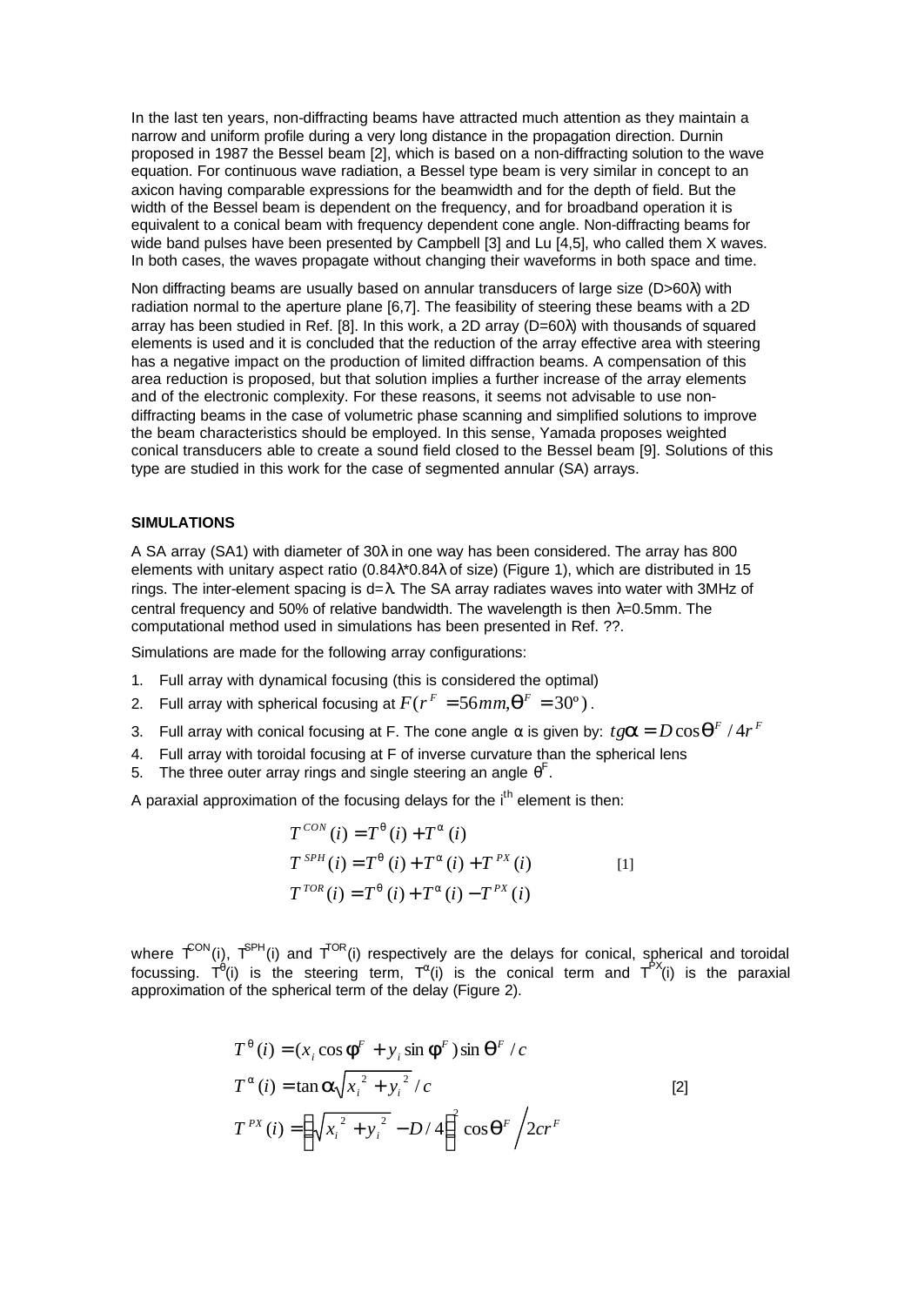In the last ten years, non-diffracting beams have attracted much attention as they maintain a narrow and uniform profile during a very long distance in the propagation direction. Durnin proposed in 1987 the Bessel beam [2], which is based on a non-diffracting solution to the wave equation. For continuous wave radiation, a Bessel type beam is very similar in concept to an axicon having comparable expressions for the beamwidth and for the depth of field. But the width of the Bessel beam is dependent on the frequency, and for broadband operation it is equivalent to a conical beam with frequency dependent cone angle. Non-diffracting beams for wide band pulses have been presented by Campbell [3] and Lu [4,5], who called them X waves. In both cases, the waves propagate without changing their waveforms in both space and time.

Non diffracting beams are usually based on annular transducers of large size (D>60λ) with radiation normal to the aperture plane [6,7]. The feasibility of steering these beams with a 2D array has been studied in Ref. [8]. In this work, a 2D array (D=60λ) with thousands of squared elements is used and it is concluded that the reduction of the array effective area with steering has a negative impact on the production of limited diffraction beams. A compensation of this area reduction is proposed, but that solution implies a further increase of the array elements and of the electronic complexity. For these reasons, it seems not advisable to use non-diffracting beams in the case of volumetric phase scanning and simplified solutions to improve the beam characteristics should be employed. In this sense, Yamada proposes weighted conical transducers able to create a sound field closed to the Bessel beam [9]. Solutions of this type are studied in this work for the case of segmented annular (SA) arrays.

## SIMULATIONS

A SA array (SA1) with diameter of 30λ in one way has been considered. The array has 800 elements with unitary aspect ratio (0.84λ*0.84λ of size) (Figure 1), which are distributed in 15 rings. The inter-element spacing is d=λ. The SA array radiates waves into water with 3MHz of central frequency and 50% of relative bandwidth. The wavelength is then λ=0.5mm. The computational method used in simulations has been presented in Ref. ??.

Simulations are made for the following array configurations:

1. Full array with dynamical focusing (this is considered the optimal)
2. Full array with spherical focusing at $F(r^F = 56mm, \theta^F = 30^o)$.
3. Full array with conical focusing at F. The cone angle α is given by: $tg\alpha = D\cos\theta^F / 4r^F$
4. Full array with toroidal focusing at F of inverse curvature than the spherical lens
5. The three outer array rings and single steering an angle $\theta^F$.

A paraxial approximation of the focusing delays for the i[th] element is then:

$$
\begin{aligned}
T^{CON}(i) &= T^{\theta}(i) + T^{\alpha}(i) \\
T^{SPH}(i) &= T^{\theta}(i) + T^{\alpha}(i) + T^{PX}(i) \\
T^{TOR}(i) &= T^{\theta}(i) + T^{\alpha}(i) - T^{PX}(i)
\end{aligned}
\qquad [1]
$$

where $T^{CON}(i)$, $T^{SPH}(i)$ and $T^{TOR}(i)$ respectively are the delays for conical, spherical and toroidal focussing. $T^{\theta}(i)$ is the steering term, $T^{\alpha}(i)$ is the conical term and $T^{PX}(i)$ is the paraxial approximation of the spherical term of the delay (Figure 2).

$$
\begin{aligned}
T^{\theta}(i) &= (x_i \cos\phi^F + y_i \sin\phi^F)\sin\theta^F / c \\
T^{\alpha}(i) &= \tan\alpha\sqrt{x_i^{\,2} + y_i^{\,2}} / c \\
T^{PX}(i) &= \left(\sqrt{x_i^{\,2} + y_i^{\,2}} - D/4\right)^2 \cos\theta^F \Big/ 2cr^F
\end{aligned}
\qquad [2]
$$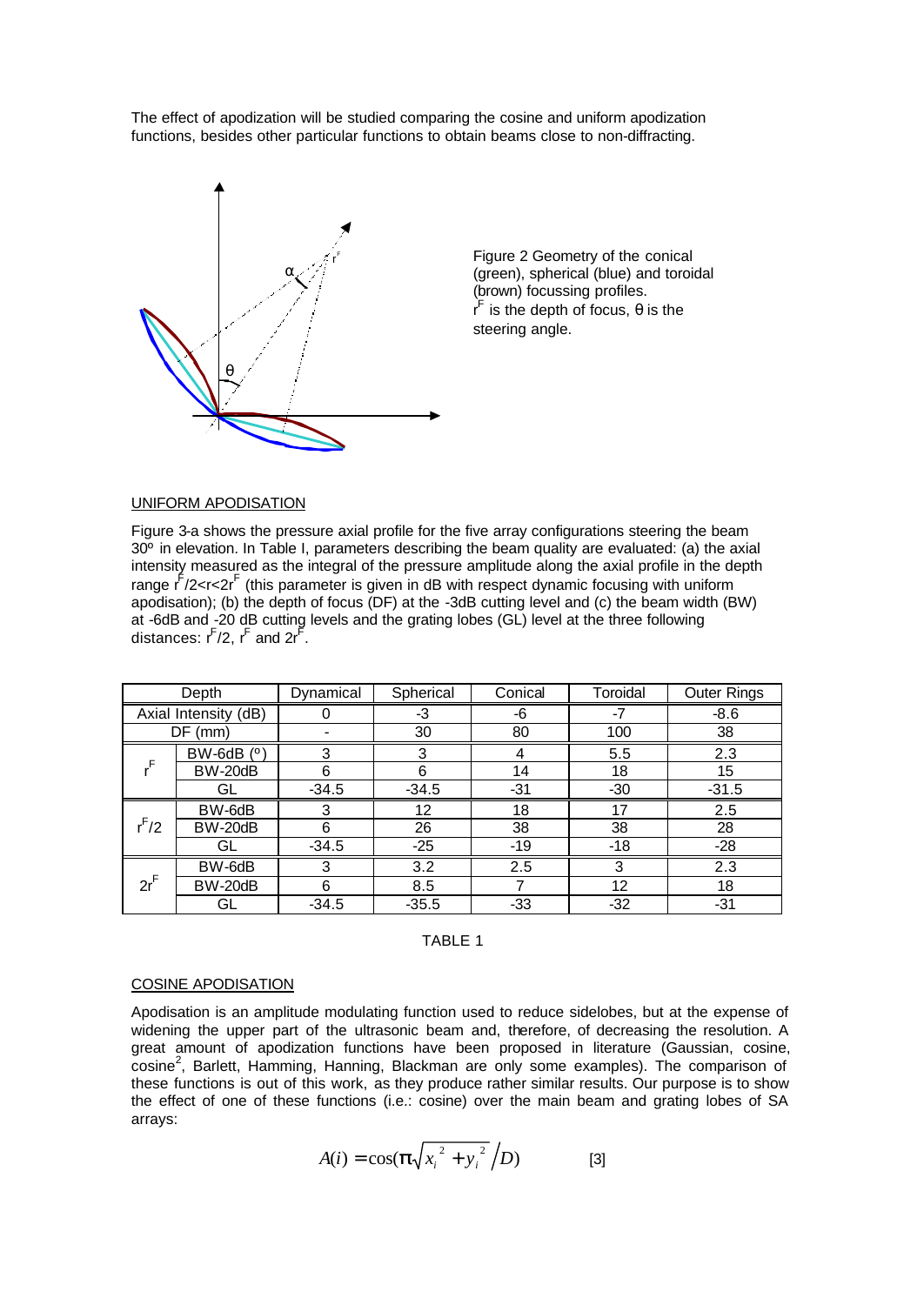The effect of apodization will be studied comparing the cosine and uniform apodization functions, besides other particular functions to obtain beams close to non-diffracting.

Figure 2 Geometry of the conical (green), spherical (blue) and toroidal (brown) focussing profiles. $r^F$ is the depth of focus, θ is the steering angle.

## UNIFORM APODISATION

Figure 3-a shows the pressure axial profile for the five array configurations steering the beam 30º in elevation. In Table I, parameters describing the beam quality are evaluated: (a) the axial intensity measured as the integral of the pressure amplitude along the axial profile in the depth range $r^F/2<r<2r^F$ (this parameter is given in dB with respect dynamic focusing with uniform apodisation); (b) the depth of focus (DF) at the -3dB cutting level and (c) the beam width (BW) at -6dB and -20 dB cutting levels and the grating lobes (GL) level at the three following distances: $r^F/2$, $r^F$ and $2r^F$.

| Depth | | Dynamical | Spherical | Conical | Toroidal | Outer Rings |
|---|---|---|---|---|---|---|
| Axial Intensity (dB) | | 0 | -3 | -6 | -7 | -8.6 |
| DF (mm) | | - | 30 | 80 | 100 | 38 |
| $r^F$ | BW-6dB (º) | 3 | 3 | 4 | 5.5 | 2.3 |
| | BW-20dB | 6 | 6 | 14 | 18 | 15 |
| | GL | -34.5 | -34.5 | -31 | -30 | -31.5 |
| $r^F/2$ | BW-6dB | 3 | 12 | 18 | 17 | 2.5 |
| | BW-20dB | 6 | 26 | 38 | 38 | 28 |
| | GL | -34.5 | -25 | -19 | -18 | -28 |
| $2r^F$ | BW-6dB | 3 | 3.2 | 2.5 | 3 | 2.3 |
| | BW-20dB | 6 | 8.5 | 7 | 12 | 18 |
| | GL | -34.5 | -35.5 | -33 | -32 | -31 |

TABLE 1

## COSINE APODISATION

Apodisation is an amplitude modulating function used to reduce sidelobes, but at the expense of widening the upper part of the ultrasonic beam and, therefore, of decreasing the resolution. A great amount of apodization functions have been proposed in literature (Gaussian, cosine, cosine$^2$, Barlett, Hamming, Hanning, Blackman are only some examples). The comparison of these functions is out of this work, as they produce rather similar results. Our purpose is to show the effect of one of these functions (i.e.: cosine) over the main beam and grating lobes of SA arrays:

$$A(i) = \cos(\pi\sqrt{x_i^{\,2} + y_i^{\,2}}/D) \qquad [3]$$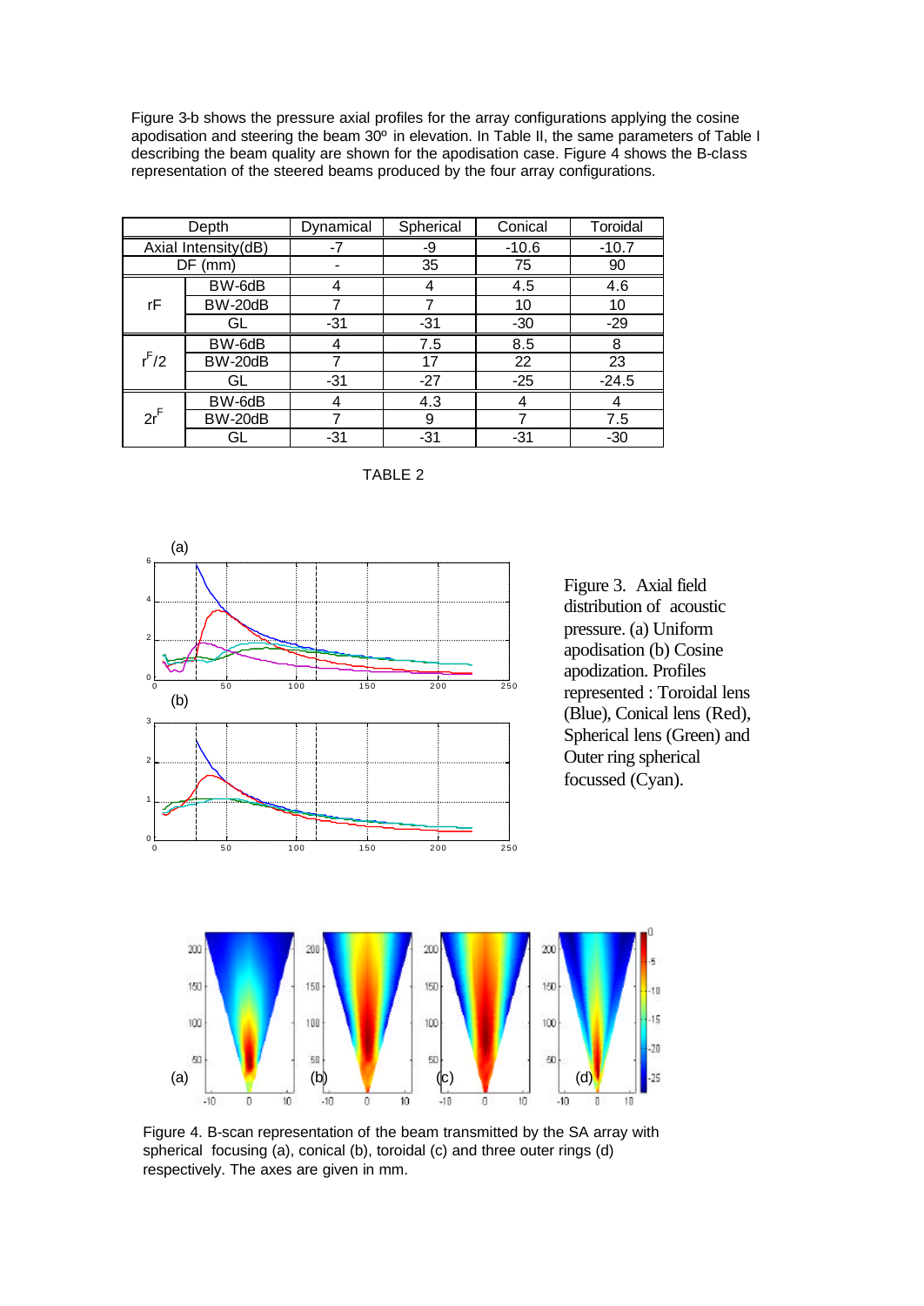Figure 3-b shows the pressure axial profiles for the array configurations applying the cosine apodisation and steering the beam 30º in elevation. In Table II, the same parameters of Table I describing the beam quality are shown for the apodisation case. Figure 4 shows the B-class representation of the steered beams produced by the four array configurations.

| Depth | | Dynamical | Spherical | Conical | Toroidal |
|---|---|---|---|---|---|
| Axial Intensity(dB) | | -7 | -9 | -10.6 | -10.7 |
| DF (mm) | | - | 35 | 75 | 90 |
| rF | BW-6dB | 4 | 4 | 4.5 | 4.6 |
| | BW-20dB | 7 | 7 | 10 | 10 |
| | GL | -31 | -31 | -30 | -29 |
| $r^F/2$ | BW-6dB | 4 | 7.5 | 8.5 | 8 |
| | BW-20dB | 7 | 17 | 22 | 23 |
| | GL | -31 | -27 | -25 | -24.5 |
| $2r^F$ | BW-6dB | 4 | 4.3 | 4 | 4 |
| | BW-20dB | 7 | 9 | 7 | 7.5 |
| | GL | -31 | -31 | -31 | -30 |

TABLE 2

Figure 3. Axial field distribution of acoustic pressure. (a) Uniform apodisation (b) Cosine apodization. Profiles represented : Toroidal lens (Blue), Conical lens (Red), Spherical lens (Green) and Outer ring spherical focussed (Cyan).

Figure 4. B-scan representation of the beam transmitted by the SA array with spherical focusing (a), conical (b), toroidal (c) and three outer rings (d) respectively. The axes are given in mm.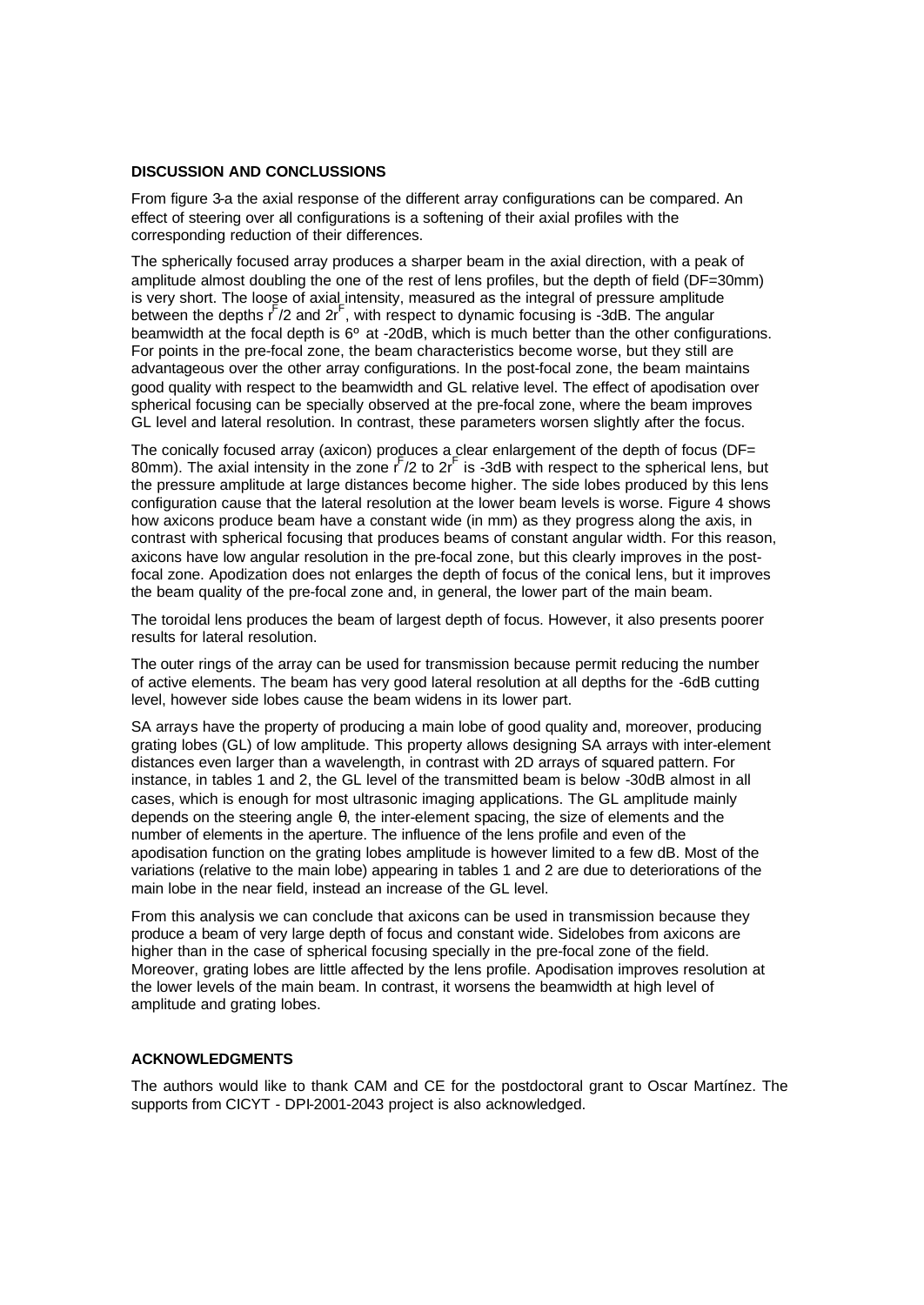### DISCUSSION AND CONCLUSSIONS

From figure 3-a the axial response of the different array configurations can be compared. An effect of steering over all configurations is a softening of their axial profiles with the corresponding reduction of their differences.

The spherically focused array produces a sharper beam in the axial direction, with a peak of amplitude almost doubling the one of the rest of lens profiles, but the depth of field (DF=30mm) is very short. The loose of axial intensity, measured as the integral of pressure amplitude between the depths $r^F/2$ and $2r^F$, with respect to dynamic focusing is -3dB. The angular beamwidth at the focal depth is 6º at -20dB, which is much better than the other configurations. For points in the pre-focal zone, the beam characteristics become worse, but they still are advantageous over the other array configurations. In the post-focal zone, the beam maintains good quality with respect to the beamwidth and GL relative level. The effect of apodisation over spherical focusing can be specially observed at the pre-focal zone, where the beam improves GL level and lateral resolution. In contrast, these parameters worsen slightly after the focus.

The conically focused array (axicon) produces a clear enlargement of the depth of focus (DF= 80mm). The axial intensity in the zone $r^F/2$ to $2r^F$ is -3dB with respect to the spherical lens, but the pressure amplitude at large distances become higher. The side lobes produced by this lens configuration cause that the lateral resolution at the lower beam levels is worse. Figure 4 shows how axicons produce beam have a constant wide (in mm) as they progress along the axis, in contrast with spherical focusing that produces beams of constant angular width. For this reason, axicons have low angular resolution in the pre-focal zone, but this clearly improves in the post-focal zone. Apodization does not enlarges the depth of focus of the conical lens, but it improves the beam quality of the pre-focal zone and, in general, the lower part of the main beam.

The toroidal lens produces the beam of largest depth of focus. However, it also presents poorer results for lateral resolution.

The outer rings of the array can be used for transmission because permit reducing the number of active elements. The beam has very good lateral resolution at all depths for the -6dB cutting level, however side lobes cause the beam widens in its lower part.

SA arrays have the property of producing a main lobe of good quality and, moreover, producing grating lobes (GL) of low amplitude. This property allows designing SA arrays with inter-element distances even larger than a wavelength, in contrast with 2D arrays of squared pattern. For instance, in tables 1 and 2, the GL level of the transmitted beam is below -30dB almost in all cases, which is enough for most ultrasonic imaging applications. The GL amplitude mainly depends on the steering angle $\theta$, the inter-element spacing, the size of elements and the number of elements in the aperture. The influence of the lens profile and even of the apodisation function on the grating lobes amplitude is however limited to a few dB. Most of the variations (relative to the main lobe) appearing in tables 1 and 2 are due to deteriorations of the main lobe in the near field, instead an increase of the GL level.

From this analysis we can conclude that axicons can be used in transmission because they produce a beam of very large depth of focus and constant wide. Sidelobes from axicons are higher than in the case of spherical focusing specially in the pre-focal zone of the field. Moreover, grating lobes are little affected by the lens profile. Apodisation improves resolution at the lower levels of the main beam. In contrast, it worsens the beamwidth at high level of amplitude and grating lobes.

### ACKNOWLEDGMENTS

The authors would like to thank CAM and CE for the postdoctoral grant to Oscar Martínez. The supports from CICYT - DPI-2001-2043 project is also acknowledged.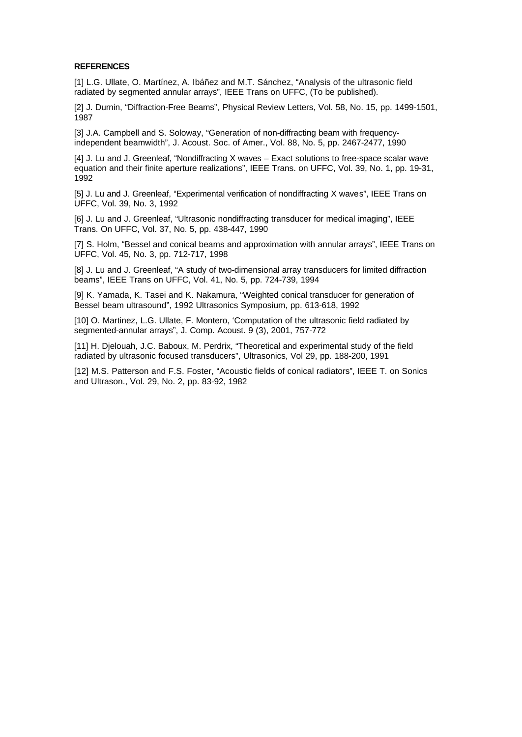**REFERENCES**

[1] L.G. Ullate, O. Martínez, A. Ibáñez and M.T. Sánchez, “Analysis of the ultrasonic field radiated by segmented annular arrays”, IEEE Trans on UFFC, (To be published).

[2] J. Durnin, “Diffraction-Free Beams”, Physical Review Letters, Vol. 58, No. 15, pp. 1499-1501, 1987

[3] J.A. Campbell and S. Soloway, “Generation of non-diffracting beam with frequency-independent beamwidth”, J. Acoust. Soc. of Amer., Vol. 88, No. 5, pp. 2467-2477, 1990

[4] J. Lu and J. Greenleaf, “Nondiffracting X waves – Exact solutions to free-space scalar wave equation and their finite aperture realizations”, IEEE Trans. on UFFC, Vol. 39, No. 1, pp. 19-31, 1992

[5] J. Lu and J. Greenleaf, “Experimental verification of nondiffracting X waves”, IEEE Trans on UFFC, Vol. 39, No. 3, 1992

[6] J. Lu and J. Greenleaf, “Ultrasonic nondiffracting transducer for medical imaging”, IEEE Trans. On UFFC, Vol. 37, No. 5, pp. 438-447, 1990

[7] S. Holm, “Bessel and conical beams and approximation with annular arrays”, IEEE Trans on UFFC, Vol. 45, No. 3, pp. 712-717, 1998

[8] J. Lu and J. Greenleaf, “A study of two-dimensional array transducers for limited diffraction beams”, IEEE Trans on UFFC, Vol. 41, No. 5, pp. 724-739, 1994

[9] K. Yamada, K. Tasei and K. Nakamura, “Weighted conical transducer for generation of Bessel beam ultrasound”, 1992 Ultrasonics Symposium, pp. 613-618, 1992

[10] O. Martinez, L.G. Ullate, F. Montero, ‘Computation of the ultrasonic field radiated by segmented-annular arrays”, J. Comp. Acoust. 9 (3), 2001, 757-772

[11] H. Djelouah, J.C. Baboux, M. Perdrix, “Theoretical and experimental study of the field radiated by ultrasonic focused transducers”, Ultrasonics, Vol 29, pp. 188-200, 1991

[12] M.S. Patterson and F.S. Foster, “Acoustic fields of conical radiators”, IEEE T. on Sonics and Ultrason., Vol. 29, No. 2, pp. 83-92, 1982